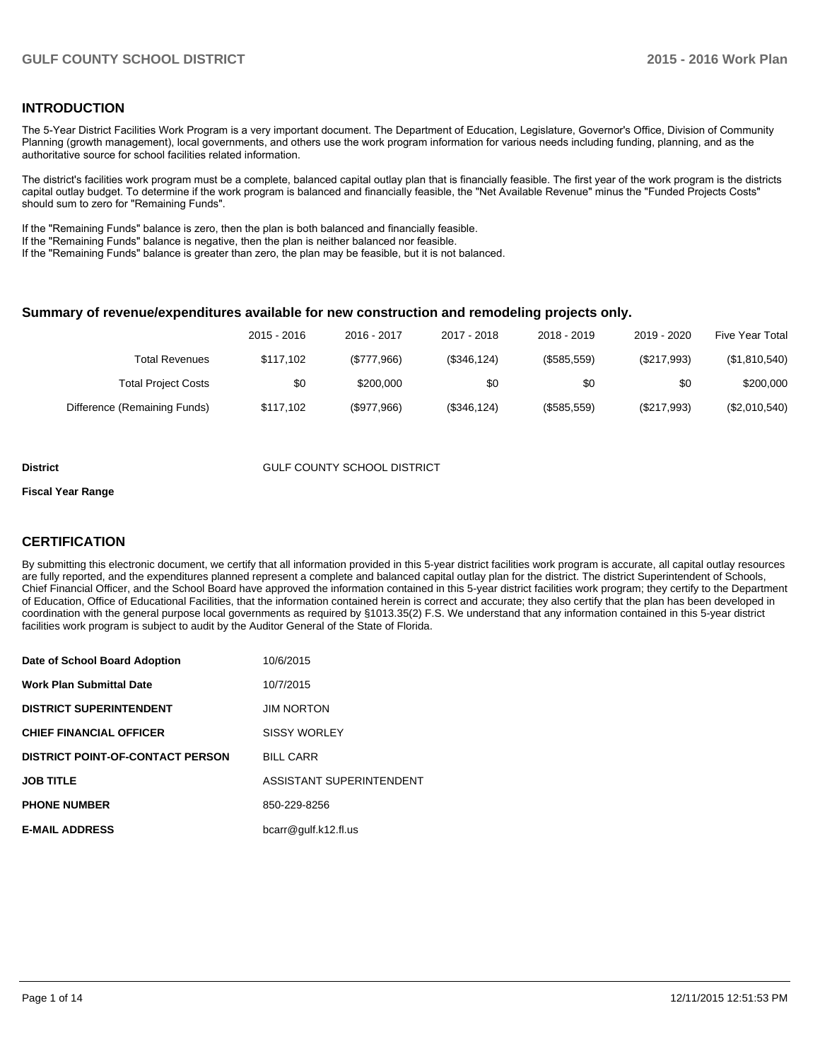## INTRODUCTION

The 5-Year District Facilities Work Program is a very important document. The Department of Education, Legislature, Governor's Office, Division of Community Planning (growth management), local governments, and others use the work program information for various needs including funding, planning, and as the authoritative source for school facilities related information.

The district's facilities work program must be a complete, balanced capital outlay plan that is financially feasible. The first year of the work program is the districts capital outlay budget. To determine if the work program is balanced and financially feasible, the "Net Available Revenue" minus the "Funded Projects Costs" should sum to zero for "Remaining Funds".

If the "Remaining Funds" balance is zero, then the plan is both balanced and financially feasible.
If the "Remaining Funds" balance is negative, then the plan is neither balanced nor feasible.
If the "Remaining Funds" balance is greater than zero, the plan may be feasible, but it is not balanced.

### Summary of revenue/expenditures available for new construction and remodeling projects only.

| | 2015 - 2016 | 2016 - 2017 | 2017 - 2018 | 2018 - 2019 | 2019 - 2020 | Five Year Total |
|---|---|---|---|---|---|---|
| Total Revenues | $117,102 | ($777,966) | ($346,124) | ($585,559) | ($217,993) | ($1,810,540) |
| Total Project Costs | $0 | $200,000 | $0 | $0 | $0 | $200,000 |
| Difference (Remaining Funds) | $117,102 | ($977,966) | ($346,124) | ($585,559) | ($217,993) | ($2,010,540) |

**District** GULF COUNTY SCHOOL DISTRICT

**Fiscal Year Range**

## CERTIFICATION

By submitting this electronic document, we certify that all information provided in this 5-year district facilities work program is accurate, all capital outlay resources are fully reported, and the expenditures planned represent a complete and balanced capital outlay plan for the district. The district Superintendent of Schools, Chief Financial Officer, and the School Board have approved the information contained in this 5-year district facilities work program; they certify to the Department of Education, Office of Educational Facilities, that the information contained herein is correct and accurate; they also certify that the plan has been developed in coordination with the general purpose local governments as required by §1013.35(2) F.S. We understand that any information contained in this 5-year district facilities work program is subject to audit by the Auditor General of the State of Florida.

| | |
|---|---|
| **Date of School Board Adoption** | 10/6/2015 |
| **Work Plan Submittal Date** | 10/7/2015 |
| **DISTRICT SUPERINTENDENT** | JIM NORTON |
| **CHIEF FINANCIAL OFFICER** | SISSY WORLEY |
| **DISTRICT POINT-OF-CONTACT PERSON** | BILL CARR |
| **JOB TITLE** | ASSISTANT SUPERINTENDENT |
| **PHONE NUMBER** | 850-229-8256 |
| **E-MAIL ADDRESS** | bcarr@gulf.k12.fl.us |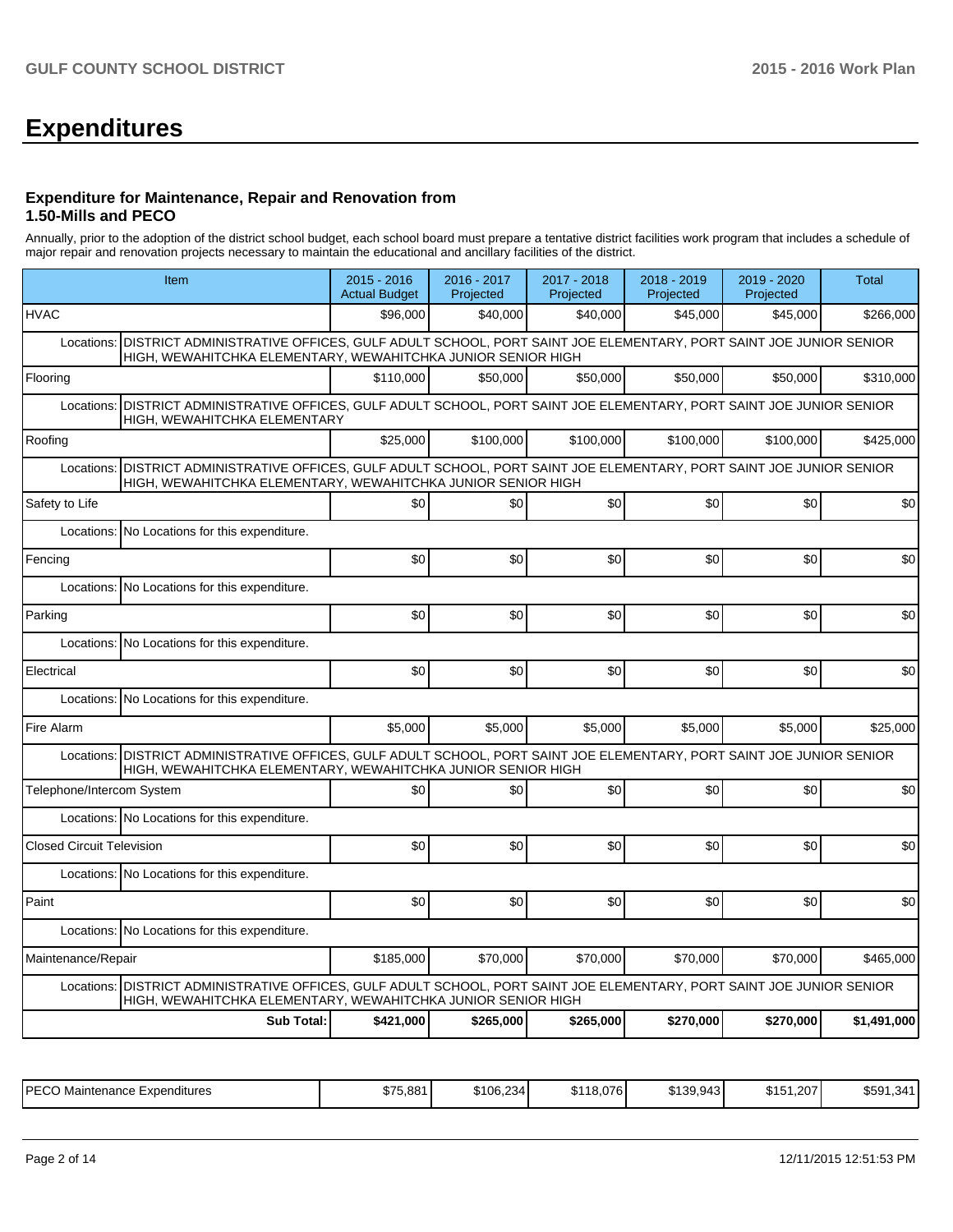# Expenditures

### Expenditure for Maintenance, Repair and Renovation from 1.50-Mills and PECO

Annually, prior to the adoption of the district school budget, each school board must prepare a tentative district facilities work program that includes a schedule of major repair and renovation projects necessary to maintain the educational and ancillary facilities of the district.

| Item | 2015 - 2016 Actual Budget | 2016 - 2017 Projected | 2017 - 2018 Projected | 2018 - 2019 Projected | 2019 - 2020 Projected | Total |
|---|---|---|---|---|---|---|
| HVAC | $96,000 | $40,000 | $40,000 | $45,000 | $45,000 | $266,000 |
| Locations: DISTRICT ADMINISTRATIVE OFFICES, GULF ADULT SCHOOL, PORT SAINT JOE ELEMENTARY, PORT SAINT JOE JUNIOR SENIOR HIGH, WEWAHITCHKA ELEMENTARY, WEWAHITCHKA JUNIOR SENIOR HIGH | | | | | | |
| Flooring | $110,000 | $50,000 | $50,000 | $50,000 | $50,000 | $310,000 |
| Locations: DISTRICT ADMINISTRATIVE OFFICES, GULF ADULT SCHOOL, PORT SAINT JOE ELEMENTARY, PORT SAINT JOE JUNIOR SENIOR HIGH, WEWAHITCHKA ELEMENTARY | | | | | | |
| Roofing | $25,000 | $100,000 | $100,000 | $100,000 | $100,000 | $425,000 |
| Locations: DISTRICT ADMINISTRATIVE OFFICES, GULF ADULT SCHOOL, PORT SAINT JOE ELEMENTARY, PORT SAINT JOE JUNIOR SENIOR HIGH, WEWAHITCHKA ELEMENTARY, WEWAHITCHKA JUNIOR SENIOR HIGH | | | | | | |
| Safety to Life | $0 | $0 | $0 | $0 | $0 | $0 |
| Locations: No Locations for this expenditure. | | | | | | |
| Fencing | $0 | $0 | $0 | $0 | $0 | $0 |
| Locations: No Locations for this expenditure. | | | | | | |
| Parking | $0 | $0 | $0 | $0 | $0 | $0 |
| Locations: No Locations for this expenditure. | | | | | | |
| Electrical | $0 | $0 | $0 | $0 | $0 | $0 |
| Locations: No Locations for this expenditure. | | | | | | |
| Fire Alarm | $5,000 | $5,000 | $5,000 | $5,000 | $5,000 | $25,000 |
| Locations: DISTRICT ADMINISTRATIVE OFFICES, GULF ADULT SCHOOL, PORT SAINT JOE ELEMENTARY, PORT SAINT JOE JUNIOR SENIOR HIGH, WEWAHITCHKA ELEMENTARY, WEWAHITCHKA JUNIOR SENIOR HIGH | | | | | | |
| Telephone/Intercom System | $0 | $0 | $0 | $0 | $0 | $0 |
| Locations: No Locations for this expenditure. | | | | | | |
| Closed Circuit Television | $0 | $0 | $0 | $0 | $0 | $0 |
| Locations: No Locations for this expenditure. | | | | | | |
| Paint | $0 | $0 | $0 | $0 | $0 | $0 |
| Locations: No Locations for this expenditure. | | | | | | |
| Maintenance/Repair | $185,000 | $70,000 | $70,000 | $70,000 | $70,000 | $465,000 |
| Locations: DISTRICT ADMINISTRATIVE OFFICES, GULF ADULT SCHOOL, PORT SAINT JOE ELEMENTARY, PORT SAINT JOE JUNIOR SENIOR HIGH, WEWAHITCHKA ELEMENTARY, WEWAHITCHKA JUNIOR SENIOR HIGH | | | | | | |
| **Sub Total:** | **$421,000** | **$265,000** | **$265,000** | **$270,000** | **$270,000** | **$1,491,000** |

| | | | | | | |
|---|---|---|---|---|---|---|
| PECO Maintenance Expenditures | $75,881 | $106,234 | $118,076 | $139,943 | $151,207 | $591,341 |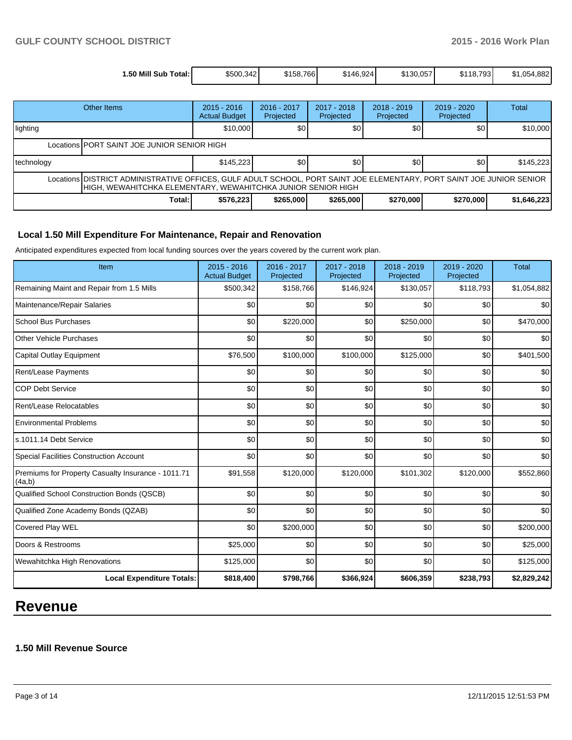| | 2015 - 2016 | 2016 - 2017 | 2017 - 2018 | 2018 - 2019 | 2019 - 2020 | Total |
|---|---|---|---|---|---|---|
| **1.50 Mill Sub Total:** | $500,342 | $158,766 | $146,924 | $130,057 | $118,793 | $1,054,882 |

| Other Items | 2015 - 2016 Actual Budget | 2016 - 2017 Projected | 2017 - 2018 Projected | 2018 - 2019 Projected | 2019 - 2020 Projected | Total |
|---|---|---|---|---|---|---|
| lighting | $10,000 | $0 | $0 | $0 | $0 | $10,000 |
| Locations PORT SAINT JOE JUNIOR SENIOR HIGH | | | | | | |
| technology | $145,223 | $0 | $0 | $0 | $0 | $145,223 |
| Locations DISTRICT ADMINISTRATIVE OFFICES, GULF ADULT SCHOOL, PORT SAINT JOE ELEMENTARY, PORT SAINT JOE JUNIOR SENIOR HIGH, WEWAHITCHKA ELEMENTARY, WEWAHITCHKA JUNIOR SENIOR HIGH | | | | | | |
| **Total:** | **$576,223** | **$265,000** | **$265,000** | **$270,000** | **$270,000** | **$1,646,223** |

### Local 1.50 Mill Expenditure For Maintenance, Repair and Renovation

Anticipated expenditures expected from local funding sources over the years covered by the current work plan.

| Item | 2015 - 2016 Actual Budget | 2016 - 2017 Projected | 2017 - 2018 Projected | 2018 - 2019 Projected | 2019 - 2020 Projected | Total |
|---|---|---|---|---|---|---|
| Remaining Maint and Repair from 1.5 Mills | $500,342 | $158,766 | $146,924 | $130,057 | $118,793 | $1,054,882 |
| Maintenance/Repair Salaries | $0 | $0 | $0 | $0 | $0 | $0 |
| School Bus Purchases | $0 | $220,000 | $0 | $250,000 | $0 | $470,000 |
| Other Vehicle Purchases | $0 | $0 | $0 | $0 | $0 | $0 |
| Capital Outlay Equipment | $76,500 | $100,000 | $100,000 | $125,000 | $0 | $401,500 |
| Rent/Lease Payments | $0 | $0 | $0 | $0 | $0 | $0 |
| COP Debt Service | $0 | $0 | $0 | $0 | $0 | $0 |
| Rent/Lease Relocatables | $0 | $0 | $0 | $0 | $0 | $0 |
| Environmental Problems | $0 | $0 | $0 | $0 | $0 | $0 |
| s.1011.14 Debt Service | $0 | $0 | $0 | $0 | $0 | $0 |
| Special Facilities Construction Account | $0 | $0 | $0 | $0 | $0 | $0 |
| Premiums for Property Casualty Insurance - 1011.71 (4a,b) | $91,558 | $120,000 | $120,000 | $101,302 | $120,000 | $552,860 |
| Qualified School Construction Bonds (QSCB) | $0 | $0 | $0 | $0 | $0 | $0 |
| Qualified Zone Academy Bonds (QZAB) | $0 | $0 | $0 | $0 | $0 | $0 |
| Covered Play WEL | $0 | $200,000 | $0 | $0 | $0 | $200,000 |
| Doors & Restrooms | $25,000 | $0 | $0 | $0 | $0 | $25,000 |
| Wewahitchka High Renovations | $125,000 | $0 | $0 | $0 | $0 | $125,000 |
| **Local Expenditure Totals:** | **$818,400** | **$798,766** | **$366,924** | **$606,359** | **$238,793** | **$2,829,242** |

# Revenue

### 1.50 Mill Revenue Source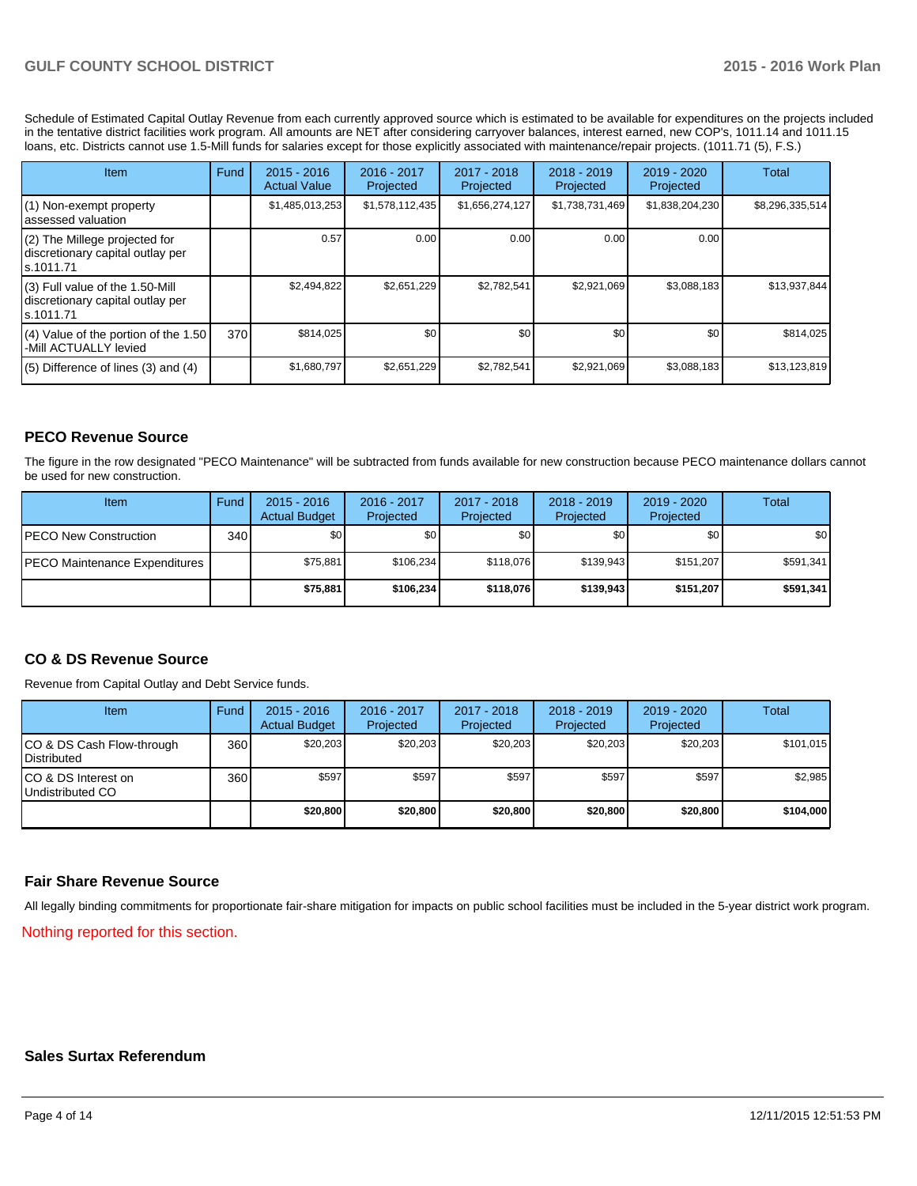Schedule of Estimated Capital Outlay Revenue from each currently approved source which is estimated to be available for expenditures on the projects included in the tentative district facilities work program. All amounts are NET after considering carryover balances, interest earned, new COP's, 1011.14 and 1011.15 loans, etc. Districts cannot use 1.5-Mill funds for salaries except for those explicitly associated with maintenance/repair projects. (1011.71 (5), F.S.)

| Item | Fund | 2015 - 2016 Actual Value | 2016 - 2017 Projected | 2017 - 2018 Projected | 2018 - 2019 Projected | 2019 - 2020 Projected | Total |
|---|---|---|---|---|---|---|---|
| (1) Non-exempt property assessed valuation | | $1,485,013,253 | $1,578,112,435 | $1,656,274,127 | $1,738,731,469 | $1,838,204,230 | $8,296,335,514 |
| (2) The Millege projected for discretionary capital outlay per s.1011.71 | | 0.57 | 0.00 | 0.00 | 0.00 | 0.00 | |
| (3) Full value of the 1.50-Mill discretionary capital outlay per s.1011.71 | | $2,494,822 | $2,651,229 | $2,782,541 | $2,921,069 | $3,088,183 | $13,937,844 |
| (4) Value of the portion of the 1.50 -Mill ACTUALLY levied | 370 | $814,025 | $0 | $0 | $0 | $0 | $814,025 |
| (5) Difference of lines (3) and (4) | | $1,680,797 | $2,651,229 | $2,782,541 | $2,921,069 | $3,088,183 | $13,123,819 |

## PECO Revenue Source

The figure in the row designated "PECO Maintenance" will be subtracted from funds available for new construction because PECO maintenance dollars cannot be used for new construction.

| Item | Fund | 2015 - 2016 Actual Budget | 2016 - 2017 Projected | 2017 - 2018 Projected | 2018 - 2019 Projected | 2019 - 2020 Projected | Total |
|---|---|---|---|---|---|---|---|
| PECO New Construction | 340 | $0 | $0 | $0 | $0 | $0 | $0 |
| PECO Maintenance Expenditures | | $75,881 | $106,234 | $118,076 | $139,943 | $151,207 | $591,341 |
| | | **$75,881** | **$106,234** | **$118,076** | **$139,943** | **$151,207** | **$591,341** |

## CO & DS Revenue Source

Revenue from Capital Outlay and Debt Service funds.

| Item | Fund | 2015 - 2016 Actual Budget | 2016 - 2017 Projected | 2017 - 2018 Projected | 2018 - 2019 Projected | 2019 - 2020 Projected | Total |
|---|---|---|---|---|---|---|---|
| CO & DS Cash Flow-through Distributed | 360 | $20,203 | $20,203 | $20,203 | $20,203 | $20,203 | $101,015 |
| CO & DS Interest on Undistributed CO | 360 | $597 | $597 | $597 | $597 | $597 | $2,985 |
| | | **$20,800** | **$20,800** | **$20,800** | **$20,800** | **$20,800** | **$104,000** |

## Fair Share Revenue Source

All legally binding commitments for proportionate fair-share mitigation for impacts on public school facilities must be included in the 5-year district work program.

Nothing reported for this section.

## Sales Surtax Referendum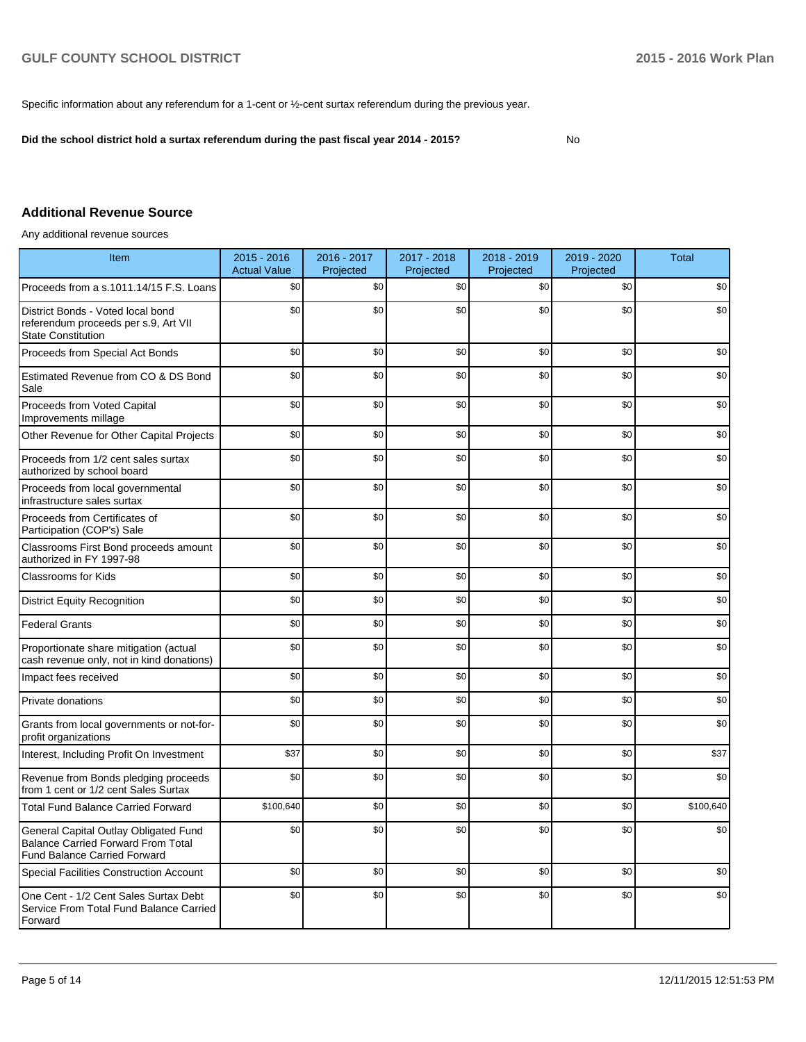Specific information about any referendum for a 1-cent or ½-cent surtax referendum during the previous year.

**Did the school district hold a surtax referendum during the past fiscal year 2014 - 2015?** No

## Additional Revenue Source

Any additional revenue sources

| Item | 2015 - 2016 Actual Value | 2016 - 2017 Projected | 2017 - 2018 Projected | 2018 - 2019 Projected | 2019 - 2020 Projected | Total |
|---|---|---|---|---|---|---|
| Proceeds from a s.1011.14/15 F.S. Loans | $0 | $0 | $0 | $0 | $0 | $0 |
| District Bonds - Voted local bond referendum proceeds per s.9, Art VII State Constitution | $0 | $0 | $0 | $0 | $0 | $0 |
| Proceeds from Special Act Bonds | $0 | $0 | $0 | $0 | $0 | $0 |
| Estimated Revenue from CO & DS Bond Sale | $0 | $0 | $0 | $0 | $0 | $0 |
| Proceeds from Voted Capital Improvements millage | $0 | $0 | $0 | $0 | $0 | $0 |
| Other Revenue for Other Capital Projects | $0 | $0 | $0 | $0 | $0 | $0 |
| Proceeds from 1/2 cent sales surtax authorized by school board | $0 | $0 | $0 | $0 | $0 | $0 |
| Proceeds from local governmental infrastructure sales surtax | $0 | $0 | $0 | $0 | $0 | $0 |
| Proceeds from Certificates of Participation (COP's) Sale | $0 | $0 | $0 | $0 | $0 | $0 |
| Classrooms First Bond proceeds amount authorized in FY 1997-98 | $0 | $0 | $0 | $0 | $0 | $0 |
| Classrooms for Kids | $0 | $0 | $0 | $0 | $0 | $0 |
| District Equity Recognition | $0 | $0 | $0 | $0 | $0 | $0 |
| Federal Grants | $0 | $0 | $0 | $0 | $0 | $0 |
| Proportionate share mitigation (actual cash revenue only, not in kind donations) | $0 | $0 | $0 | $0 | $0 | $0 |
| Impact fees received | $0 | $0 | $0 | $0 | $0 | $0 |
| Private donations | $0 | $0 | $0 | $0 | $0 | $0 |
| Grants from local governments or not-for-profit organizations | $0 | $0 | $0 | $0 | $0 | $0 |
| Interest, Including Profit On Investment | $37 | $0 | $0 | $0 | $0 | $37 |
| Revenue from Bonds pledging proceeds from 1 cent or 1/2 cent Sales Surtax | $0 | $0 | $0 | $0 | $0 | $0 |
| Total Fund Balance Carried Forward | $100,640 | $0 | $0 | $0 | $0 | $100,640 |
| General Capital Outlay Obligated Fund Balance Carried Forward From Total Fund Balance Carried Forward | $0 | $0 | $0 | $0 | $0 | $0 |
| Special Facilities Construction Account | $0 | $0 | $0 | $0 | $0 | $0 |
| One Cent - 1/2 Cent Sales Surtax Debt Service From Total Fund Balance Carried Forward | $0 | $0 | $0 | $0 | $0 | $0 |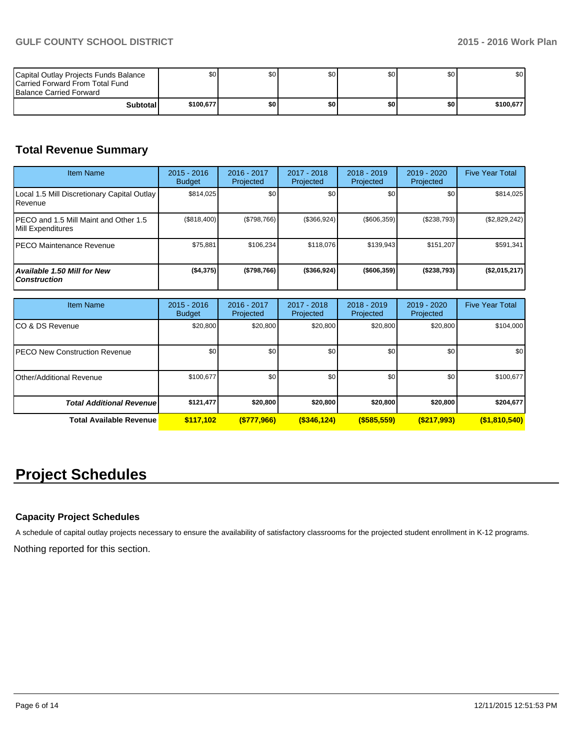| | | | | | | |
|---|---|---|---|---|---|---|
| Capital Outlay Projects Funds Balance Carried Forward From Total Fund Balance Carried Forward | $0 | $0 | $0 | $0 | $0 | $0 |
| **Subtotal** | **$100,677** | **$0** | **$0** | **$0** | **$0** | **$100,677** |

## Total Revenue Summary

| Item Name | 2015 - 2016 Budget | 2016 - 2017 Projected | 2017 - 2018 Projected | 2018 - 2019 Projected | 2019 - 2020 Projected | Five Year Total |
|---|---|---|---|---|---|---|
| Local 1.5 Mill Discretionary Capital Outlay Revenue | $814,025 | $0 | $0 | $0 | $0 | $814,025 |
| PECO and 1.5 Mill Maint and Other 1.5 Mill Expenditures | ($818,400) | ($798,766) | ($366,924) | ($606,359) | ($238,793) | ($2,829,242) |
| PECO Maintenance Revenue | $75,881 | $106,234 | $118,076 | $139,943 | $151,207 | $591,341 |
| ***Available 1.50 Mill for New Construction*** | **($4,375)** | **($798,766)** | **($366,924)** | **($606,359)** | **($238,793)** | **($2,015,217)** |

| Item Name | 2015 - 2016 Budget | 2016 - 2017 Projected | 2017 - 2018 Projected | 2018 - 2019 Projected | 2019 - 2020 Projected | Five Year Total |
|---|---|---|---|---|---|---|
| CO & DS Revenue | $20,800 | $20,800 | $20,800 | $20,800 | $20,800 | $104,000 |
| PECO New Construction Revenue | $0 | $0 | $0 | $0 | $0 | $0 |
| Other/Additional Revenue | $100,677 | $0 | $0 | $0 | $0 | $100,677 |
| ***Total Additional Revenue*** | **$121,477** | **$20,800** | **$20,800** | **$20,800** | **$20,800** | **$204,677** |
| **Total Available Revenue** | **$117,102** | **($777,966)** | **($346,124)** | **($585,559)** | **($217,993)** | **($1,810,540)** |

# Project Schedules

### Capacity Project Schedules

A schedule of capital outlay projects necessary to ensure the availability of satisfactory classrooms for the projected student enrollment in K-12 programs.

Nothing reported for this section.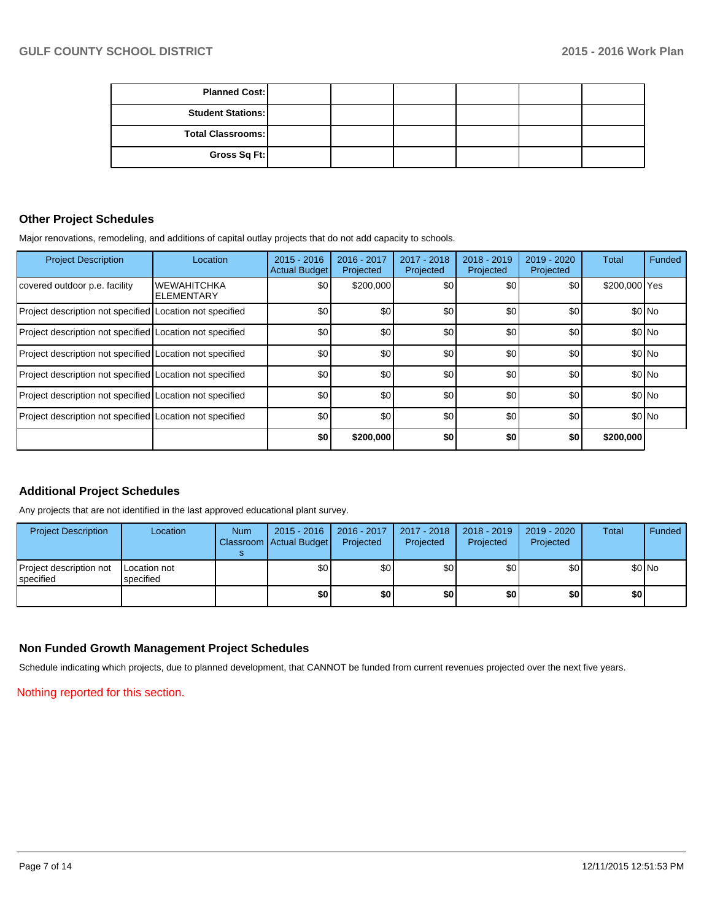| Planned Cost: | | | | | | |
|---|---|---|---|---|---|---|
| Student Stations: | | | | | | |
| Total Classrooms: | | | | | | |
| Gross Sq Ft: | | | | | | |

## Other Project Schedules

Major renovations, remodeling, and additions of capital outlay projects that do not add capacity to schools.

| Project Description | Location | 2015 - 2016 Actual Budget | 2016 - 2017 Projected | 2017 - 2018 Projected | 2018 - 2019 Projected | 2019 - 2020 Projected | Total | Funded |
|---|---|---|---|---|---|---|---|---|
| covered outdoor p.e. facility | WEWAHITCHKA ELEMENTARY | $0 | $200,000 | $0 | $0 | $0 | $200,000 | Yes |
| Project description not specified | Location not specified | $0 | $0 | $0 | $0 | $0 | $0 | No |
| Project description not specified | Location not specified | $0 | $0 | $0 | $0 | $0 | $0 | No |
| Project description not specified | Location not specified | $0 | $0 | $0 | $0 | $0 | $0 | No |
| Project description not specified | Location not specified | $0 | $0 | $0 | $0 | $0 | $0 | No |
| Project description not specified | Location not specified | $0 | $0 | $0 | $0 | $0 | $0 | No |
| Project description not specified | Location not specified | $0 | $0 | $0 | $0 | $0 | $0 | No |
| | | **$0** | **$200,000** | **$0** | **$0** | **$0** | **$200,000** | |

## Additional Project Schedules

Any projects that are not identified in the last approved educational plant survey.

| Project Description | Location | Num Classrooms | 2015 - 2016 Actual Budget | 2016 - 2017 Projected | 2017 - 2018 Projected | 2018 - 2019 Projected | 2019 - 2020 Projected | Total | Funded |
|---|---|---|---|---|---|---|---|---|---|
| Project description not specified | Location not specified | | $0 | $0 | $0 | $0 | $0 | $0 | No |
| | | | **$0** | **$0** | **$0** | **$0** | **$0** | **$0** | |

## Non Funded Growth Management Project Schedules

Schedule indicating which projects, due to planned development, that CANNOT be funded from current revenues projected over the next five years.

Nothing reported for this section.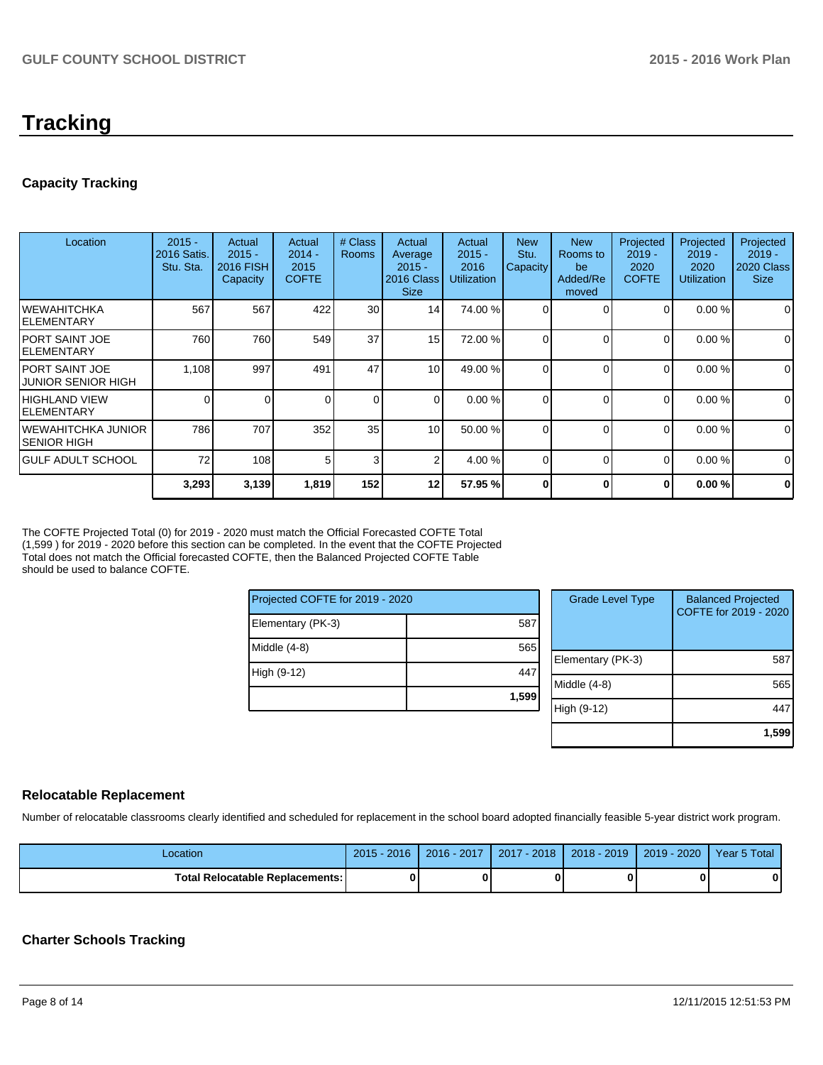# Tracking

## Capacity Tracking

| Location | 2015 - 2016 Satis. Stu. Sta. | Actual 2015 - 2016 FISH Capacity | Actual 2014 - 2015 COFTE | # Class Rooms | Actual Average 2015 - 2016 Class Size | Actual 2015 - 2016 Utilization | New Stu. Capacity | New Rooms to be Added/Removed | Projected 2019 - 2020 COFTE | Projected 2019 - 2020 Utilization | Projected 2019 - 2020 Class Size |
|---|---|---|---|---|---|---|---|---|---|---|---|
| WEWAHITCHKA ELEMENTARY | 567 | 567 | 422 | 30 | 14 | 74.00 % | 0 | 0 | 0 | 0.00 % | 0 |
| PORT SAINT JOE ELEMENTARY | 760 | 760 | 549 | 37 | 15 | 72.00 % | 0 | 0 | 0 | 0.00 % | 0 |
| PORT SAINT JOE JUNIOR SENIOR HIGH | 1,108 | 997 | 491 | 47 | 10 | 49.00 % | 0 | 0 | 0 | 0.00 % | 0 |
| HIGHLAND VIEW ELEMENTARY | 0 | 0 | 0 | 0 | 0 | 0.00 % | 0 | 0 | 0 | 0.00 % | 0 |
| WEWAHITCHKA JUNIOR SENIOR HIGH | 786 | 707 | 352 | 35 | 10 | 50.00 % | 0 | 0 | 0 | 0.00 % | 0 |
| GULF ADULT SCHOOL | 72 | 108 | 5 | 3 | 2 | 4.00 % | 0 | 0 | 0 | 0.00 % | 0 |
| | **3,293** | **3,139** | **1,819** | **152** | **12** | **57.95 %** | **0** | **0** | **0** | **0.00 %** | **0** |

The COFTE Projected Total (0) for 2019 - 2020 must match the Official Forecasted COFTE Total (1,599 ) for 2019 - 2020 before this section can be completed. In the event that the COFTE Projected Total does not match the Official forecasted COFTE, then the Balanced Projected COFTE Table should be used to balance COFTE.

| Projected COFTE for 2019 - 2020 | |
|---|---|
| Elementary (PK-3) | 587 |
| Middle (4-8) | 565 |
| High (9-12) | 447 |
| | **1,599** |

| Grade Level Type | Balanced Projected COFTE for 2019 - 2020 |
|---|---|
| Elementary (PK-3) | 587 |
| Middle (4-8) | 565 |
| High (9-12) | 447 |
| | **1,599** |

## Relocatable Replacement

Number of relocatable classrooms clearly identified and scheduled for replacement in the school board adopted financially feasible 5-year district work program.

| Location | 2015 - 2016 | 2016 - 2017 | 2017 - 2018 | 2018 - 2019 | 2019 - 2020 | Year 5 Total |
|---|---|---|---|---|---|---|
| **Total Relocatable Replacements:** | **0** | **0** | **0** | **0** | **0** | **0** |

## Charter Schools Tracking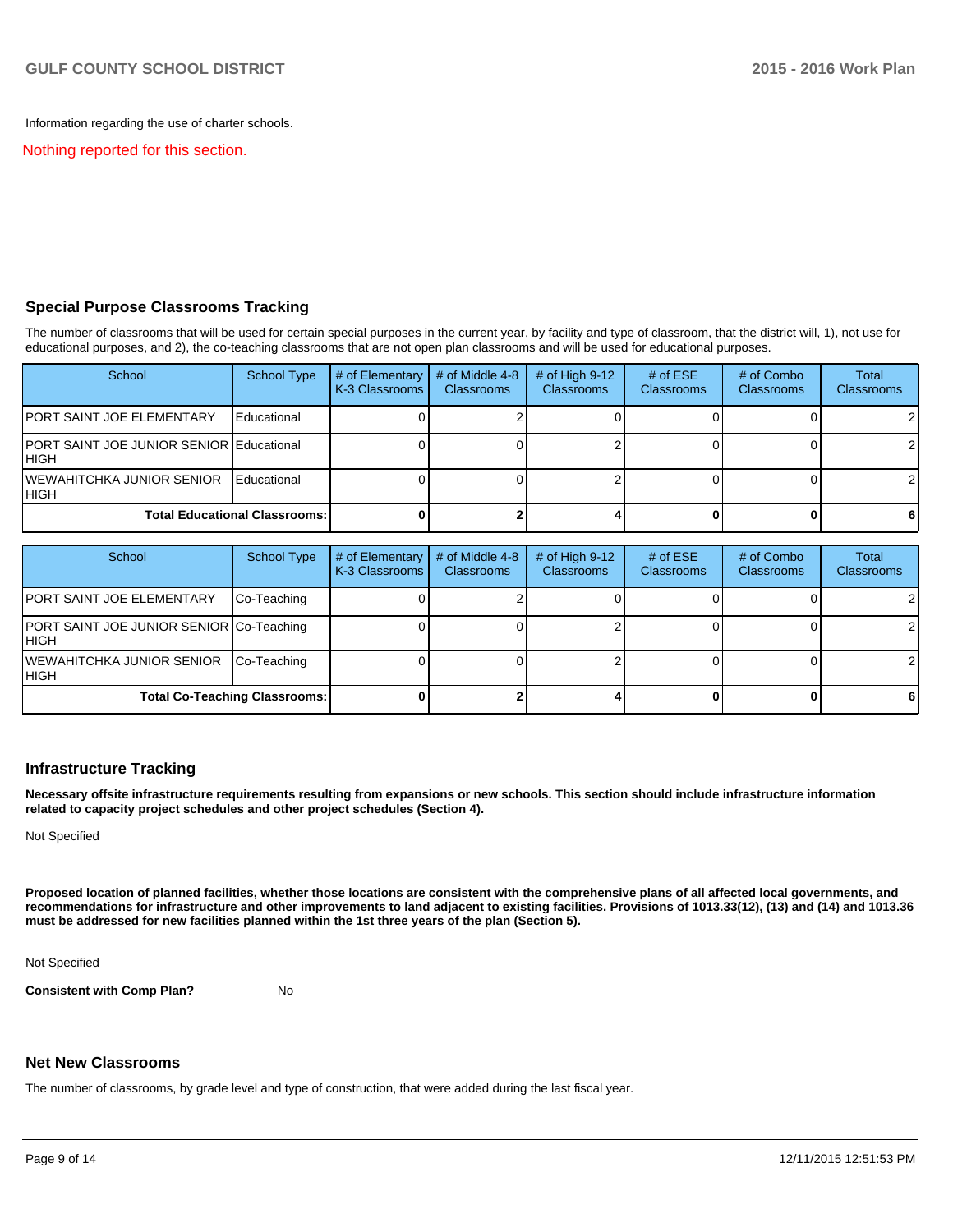Information regarding the use of charter schools.

Nothing reported for this section.

## Special Purpose Classrooms Tracking

The number of classrooms that will be used for certain special purposes in the current year, by facility and type of classroom, that the district will, 1), not use for educational purposes, and 2), the co-teaching classrooms that are not open plan classrooms and will be used for educational purposes.

| School | School Type | # of Elementary K-3 Classrooms | # of Middle 4-8 Classrooms | # of High 9-12 Classrooms | # of ESE Classrooms | # of Combo Classrooms | Total Classrooms |
|---|---|---|---|---|---|---|---|
| PORT SAINT JOE ELEMENTARY | Educational | 0 | 2 | 0 | 0 | 0 | 2 |
| PORT SAINT JOE JUNIOR SENIOR HIGH | Educational | 0 | 0 | 2 | 0 | 0 | 2 |
| WEWAHITCHKA JUNIOR SENIOR HIGH | Educational | 0 | 0 | 2 | 0 | 0 | 2 |
| **Total Educational Classrooms:** | | **0** | **2** | **4** | **0** | **0** | **6** |

| School | School Type | # of Elementary K-3 Classrooms | # of Middle 4-8 Classrooms | # of High 9-12 Classrooms | # of ESE Classrooms | # of Combo Classrooms | Total Classrooms |
|---|---|---|---|---|---|---|---|
| PORT SAINT JOE ELEMENTARY | Co-Teaching | 0 | 2 | 0 | 0 | 0 | 2 |
| PORT SAINT JOE JUNIOR SENIOR HIGH | Co-Teaching | 0 | 0 | 2 | 0 | 0 | 2 |
| WEWAHITCHKA JUNIOR SENIOR HIGH | Co-Teaching | 0 | 0 | 2 | 0 | 0 | 2 |
| **Total Co-Teaching Classrooms:** | | **0** | **2** | **4** | **0** | **0** | **6** |

## Infrastructure Tracking

**Necessary offsite infrastructure requirements resulting from expansions or new schools. This section should include infrastructure information related to capacity project schedules and other project schedules (Section 4).**

Not Specified

**Proposed location of planned facilities, whether those locations are consistent with the comprehensive plans of all affected local governments, and recommendations for infrastructure and other improvements to land adjacent to existing facilities. Provisions of 1013.33(12), (13) and (14) and 1013.36 must be addressed for new facilities planned within the 1st three years of the plan (Section 5).**

Not Specified

**Consistent with Comp Plan?** No

## Net New Classrooms

The number of classrooms, by grade level and type of construction, that were added during the last fiscal year.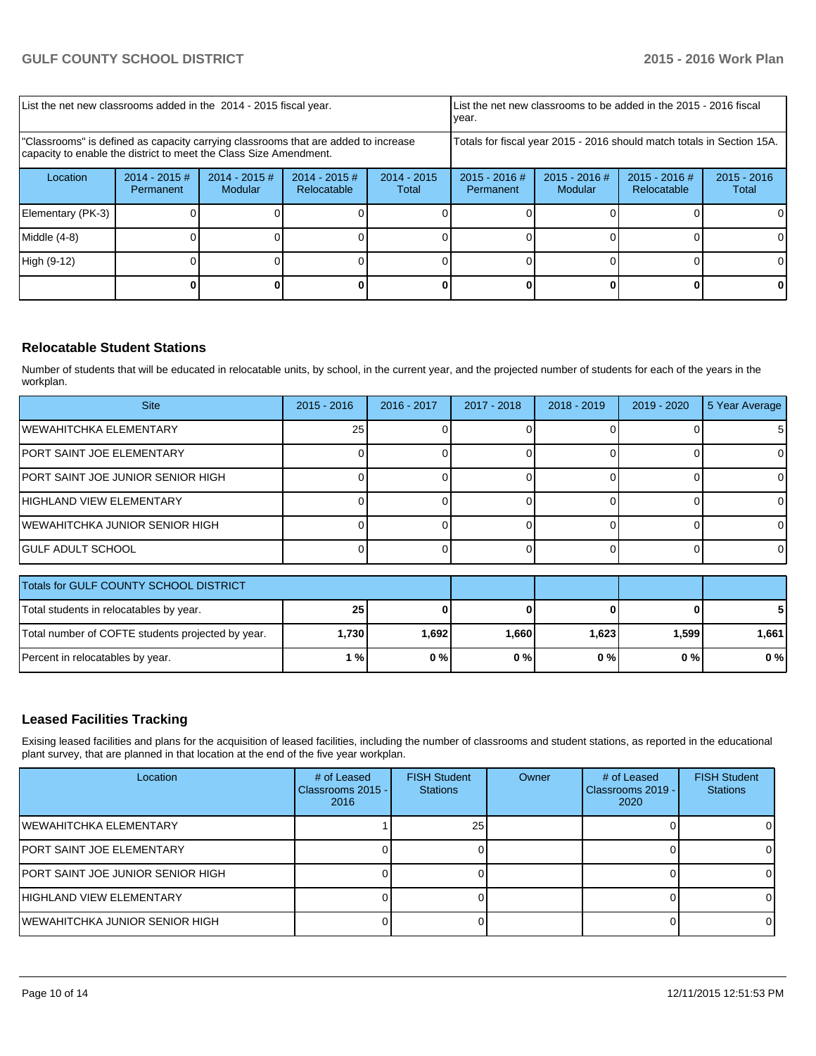| List the net new classrooms added in the 2014 - 2015 fiscal year. | | | | List the net new classrooms to be added in the 2015 - 2016 fiscal year. | | | |
|---|---|---|---|---|---|---|---|
| "Classrooms" is defined as capacity carrying classrooms that are added to increase capacity to enable the district to meet the Class Size Amendment. | | | | Totals for fiscal year 2015 - 2016 should match totals in Section 15A. | | | |
| Location | 2014 - 2015 # Permanent | 2014 - 2015 # Modular | 2014 - 2015 # Relocatable | 2014 - 2015 Total | 2015 - 2016 # Permanent | 2015 - 2016 # Modular | 2015 - 2016 # Relocatable | 2015 - 2016 Total |
| Elementary (PK-3) | 0 | 0 | 0 | 0 | 0 | 0 | 0 | 0 |
| Middle (4-8) | 0 | 0 | 0 | 0 | 0 | 0 | 0 | 0 |
| High (9-12) | 0 | 0 | 0 | 0 | 0 | 0 | 0 | 0 |
| | **0** | **0** | **0** | **0** | **0** | **0** | **0** | **0** |

## Relocatable Student Stations

Number of students that will be educated in relocatable units, by school, in the current year, and the projected number of students for each of the years in the workplan.

| Site | 2015 - 2016 | 2016 - 2017 | 2017 - 2018 | 2018 - 2019 | 2019 - 2020 | 5 Year Average |
|---|---|---|---|---|---|---|
| WEWAHITCHKA ELEMENTARY | 25 | 0 | 0 | 0 | 0 | 5 |
| PORT SAINT JOE ELEMENTARY | 0 | 0 | 0 | 0 | 0 | 0 |
| PORT SAINT JOE JUNIOR SENIOR HIGH | 0 | 0 | 0 | 0 | 0 | 0 |
| HIGHLAND VIEW ELEMENTARY | 0 | 0 | 0 | 0 | 0 | 0 |
| WEWAHITCHKA JUNIOR SENIOR HIGH | 0 | 0 | 0 | 0 | 0 | 0 |
| GULF ADULT SCHOOL | 0 | 0 | 0 | 0 | 0 | 0 |

| Totals for GULF COUNTY SCHOOL DISTRICT | | | | | | |
|---|---|---|---|---|---|---|
| Total students in relocatables by year. | **25** | **0** | **0** | **0** | **0** | **5** |
| Total number of COFTE students projected by year. | **1,730** | **1,692** | **1,660** | **1,623** | **1,599** | **1,661** |
| Percent in relocatables by year. | **1 %** | **0 %** | **0 %** | **0 %** | **0 %** | **0 %** |

## Leased Facilities Tracking

Exising leased facilities and plans for the acquisition of leased facilities, including the number of classrooms and student stations, as reported in the educational plant survey, that are planned in that location at the end of the five year workplan.

| Location | # of Leased Classrooms 2015 - 2016 | FISH Student Stations | Owner | # of Leased Classrooms 2019 - 2020 | FISH Student Stations |
|---|---|---|---|---|---|
| WEWAHITCHKA ELEMENTARY | 1 | 25 | | 0 | 0 |
| PORT SAINT JOE ELEMENTARY | 0 | 0 | | 0 | 0 |
| PORT SAINT JOE JUNIOR SENIOR HIGH | 0 | 0 | | 0 | 0 |
| HIGHLAND VIEW ELEMENTARY | 0 | 0 | | 0 | 0 |
| WEWAHITCHKA JUNIOR SENIOR HIGH | 0 | 0 | | 0 | 0 |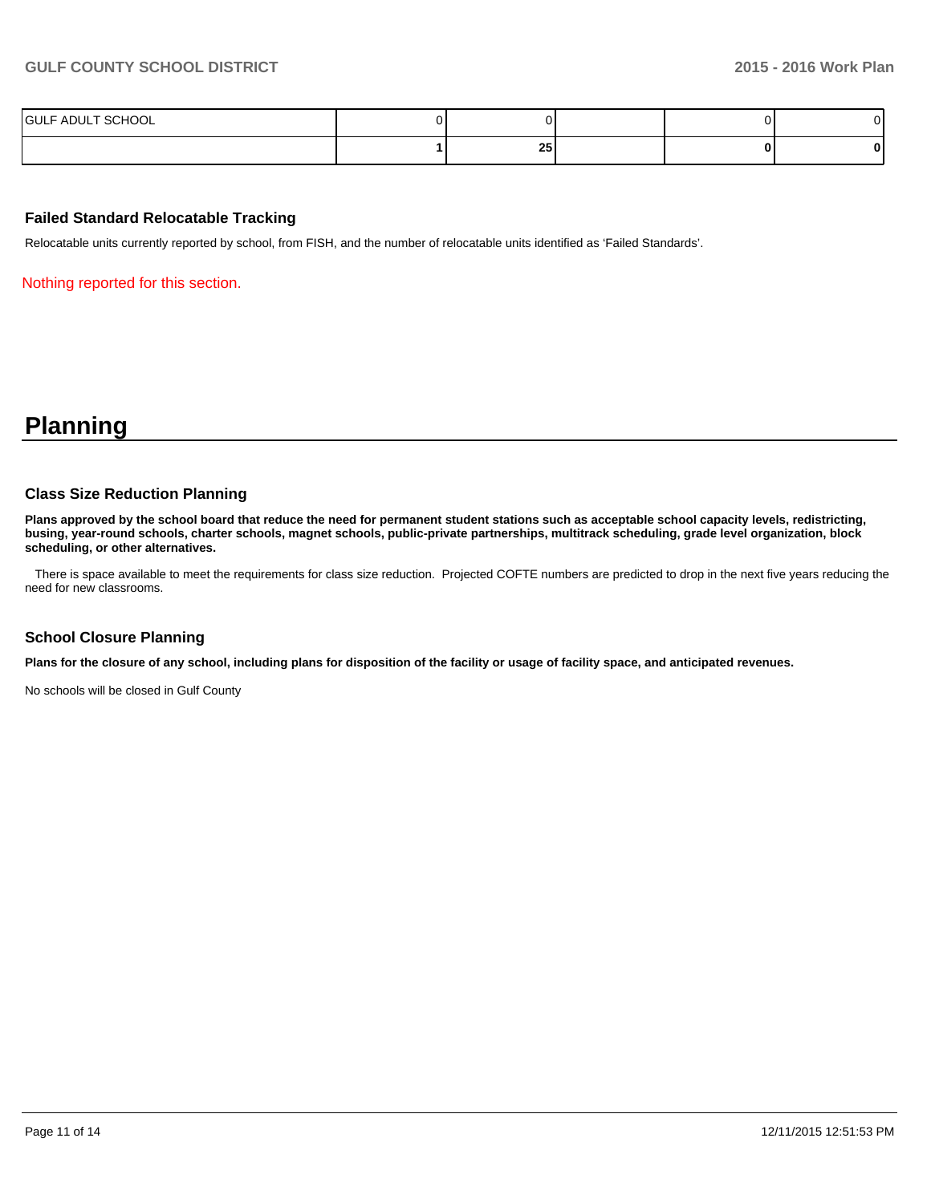| | | | | | |
|---|---|---|---|---|---|
| GULF ADULT SCHOOL | 0 | 0 | | 0 | 0 |
| | **1** | **25** | | **0** | **0** |

### Failed Standard Relocatable Tracking

Relocatable units currently reported by school, from FISH, and the number of relocatable units identified as 'Failed Standards'.

Nothing reported for this section.

# Planning

### Class Size Reduction Planning

**Plans approved by the school board that reduce the need for permanent student stations such as acceptable school capacity levels, redistricting, busing, year-round schools, charter schools, magnet schools, public-private partnerships, multitrack scheduling, grade level organization, block scheduling, or other alternatives.**

There is space available to meet the requirements for class size reduction. Projected COFTE numbers are predicted to drop in the next five years reducing the need for new classrooms.

### School Closure Planning

**Plans for the closure of any school, including plans for disposition of the facility or usage of facility space, and anticipated revenues.**

No schools will be closed in Gulf County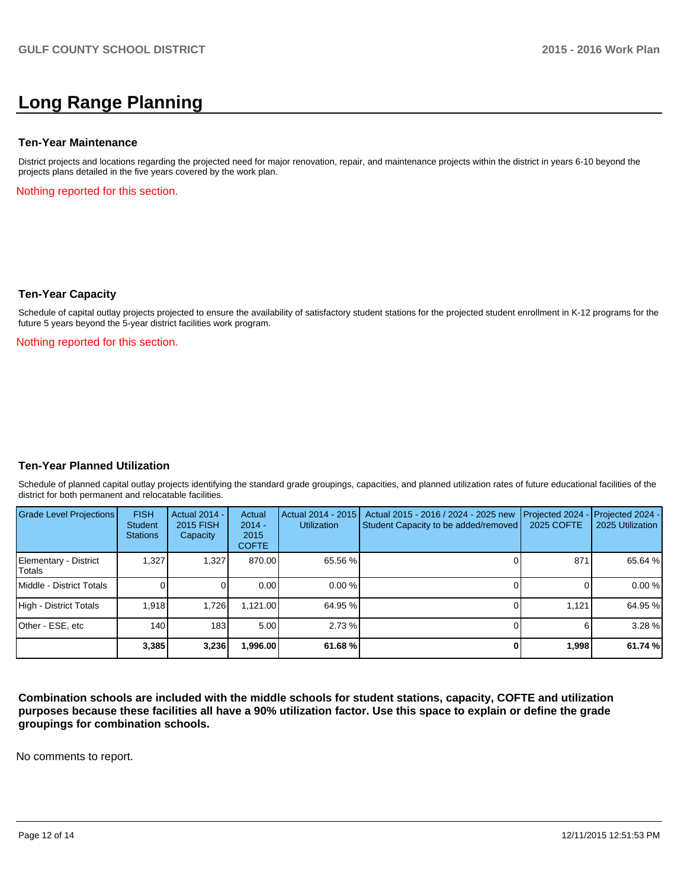# Long Range Planning

### Ten-Year Maintenance

District projects and locations regarding the projected need for major renovation, repair, and maintenance projects within the district in years 6-10 beyond the projects plans detailed in the five years covered by the work plan.

Nothing reported for this section.

### Ten-Year Capacity

Schedule of capital outlay projects projected to ensure the availability of satisfactory student stations for the projected student enrollment in K-12 programs for the future 5 years beyond the 5-year district facilities work program.

Nothing reported for this section.

### Ten-Year Planned Utilization

Schedule of planned capital outlay projects identifying the standard grade groupings, capacities, and planned utilization rates of future educational facilities of the district for both permanent and relocatable facilities.

| Grade Level Projections | FISH Student Stations | Actual 2014 - 2015 FISH Capacity | Actual 2014 - 2015 COFTE | Actual 2014 - 2015 Utilization | Actual 2015 - 2016 / 2024 - 2025 new Student Capacity to be added/removed | Projected 2024 - 2025 COFTE | Projected 2024 - 2025 Utilization |
|---|---|---|---|---|---|---|---|
| Elementary - District Totals | 1,327 | 1,327 | 870.00 | 65.56 % | 0 | 871 | 65.64 % |
| Middle - District Totals | 0 | 0 | 0.00 | 0.00 % | 0 | 0 | 0.00 % |
| High - District Totals | 1,918 | 1,726 | 1,121.00 | 64.95 % | 0 | 1,121 | 64.95 % |
| Other - ESE, etc | 140 | 183 | 5.00 | 2.73 % | 0 | 6 | 3.28 % |
| | **3,385** | **3,236** | **1,996.00** | **61.68 %** | **0** | **1,998** | **61.74 %** |

**Combination schools are included with the middle schools for student stations, capacity, COFTE and utilization purposes because these facilities all have a 90% utilization factor. Use this space to explain or define the grade groupings for combination schools.**

No comments to report.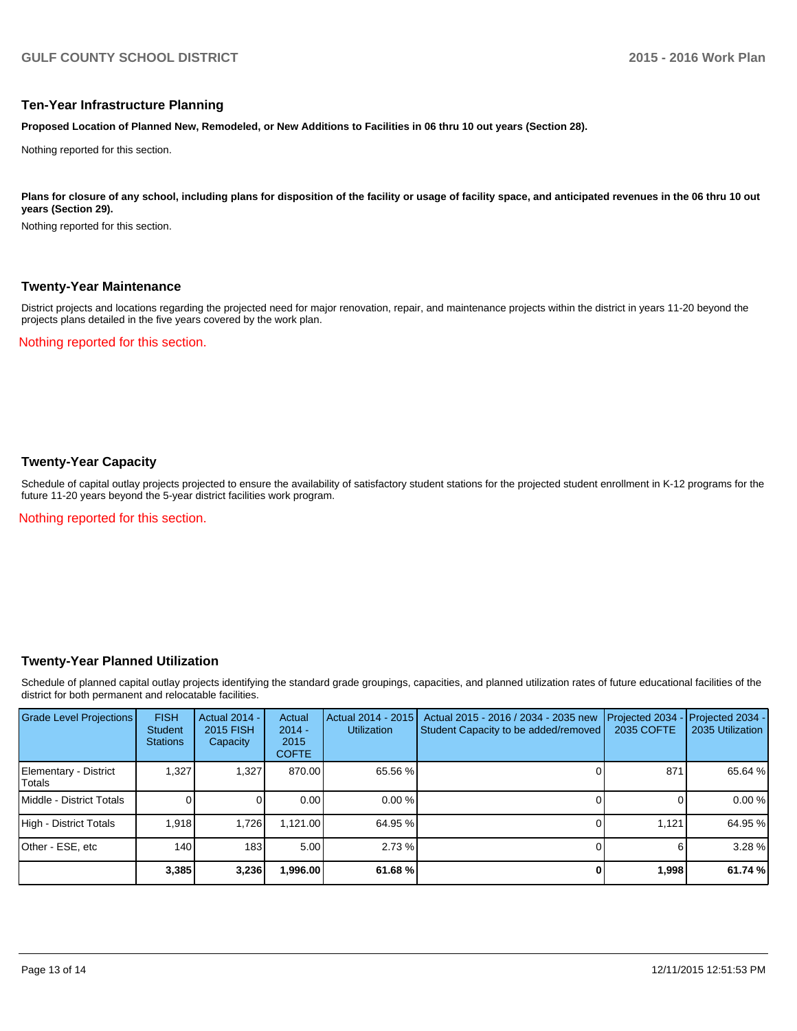## Ten-Year Infrastructure Planning

**Proposed Location of Planned New, Remodeled, or New Additions to Facilities in 06 thru 10 out years (Section 28).**

Nothing reported for this section.

**Plans for closure of any school, including plans for disposition of the facility or usage of facility space, and anticipated revenues in the 06 thru 10 out years (Section 29).**

Nothing reported for this section.

## Twenty-Year Maintenance

District projects and locations regarding the projected need for major renovation, repair, and maintenance projects within the district in years 11-20 beyond the projects plans detailed in the five years covered by the work plan.

Nothing reported for this section.

## Twenty-Year Capacity

Schedule of capital outlay projects projected to ensure the availability of satisfactory student stations for the projected student enrollment in K-12 programs for the future 11-20 years beyond the 5-year district facilities work program.

Nothing reported for this section.

## Twenty-Year Planned Utilization

Schedule of planned capital outlay projects identifying the standard grade groupings, capacities, and planned utilization rates of future educational facilities of the district for both permanent and relocatable facilities.

| Grade Level Projections | FISH Student Stations | Actual 2014 - 2015 FISH Capacity | Actual 2014 - 2015 COFTE | Actual 2014 - 2015 Utilization | Actual 2015 - 2016 / 2034 - 2035 new Student Capacity to be added/removed | Projected 2034 - 2035 COFTE | Projected 2034 - 2035 Utilization |
|---|---|---|---|---|---|---|---|
| Elementary - District Totals | 1,327 | 1,327 | 870.00 | 65.56 % | 0 | 871 | 65.64 % |
| Middle - District Totals | 0 | 0 | 0.00 | 0.00 % | 0 | 0 | 0.00 % |
| High - District Totals | 1,918 | 1,726 | 1,121.00 | 64.95 % | 0 | 1,121 | 64.95 % |
| Other - ESE, etc | 140 | 183 | 5.00 | 2.73 % | 0 | 6 | 3.28 % |
| | **3,385** | **3,236** | **1,996.00** | **61.68 %** | **0** | **1,998** | **61.74 %** |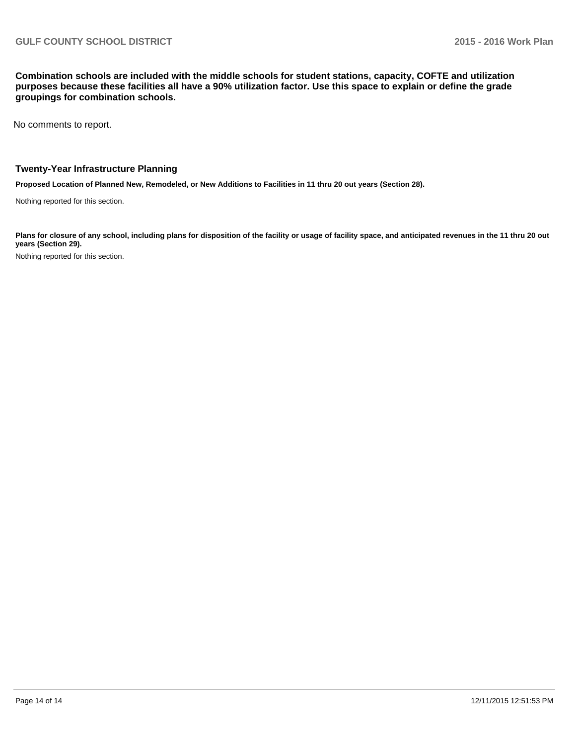**Combination schools are included with the middle schools for student stations, capacity, COFTE and utilization purposes because these facilities all have a 90% utilization factor. Use this space to explain or define the grade groupings for combination schools.**

No comments to report.

## Twenty-Year Infrastructure Planning

**Proposed Location of Planned New, Remodeled, or New Additions to Facilities in 11 thru 20 out years (Section 28).**

Nothing reported for this section.

**Plans for closure of any school, including plans for disposition of the facility or usage of facility space, and anticipated revenues in the 11 thru 20 out years (Section 29).**

Nothing reported for this section.